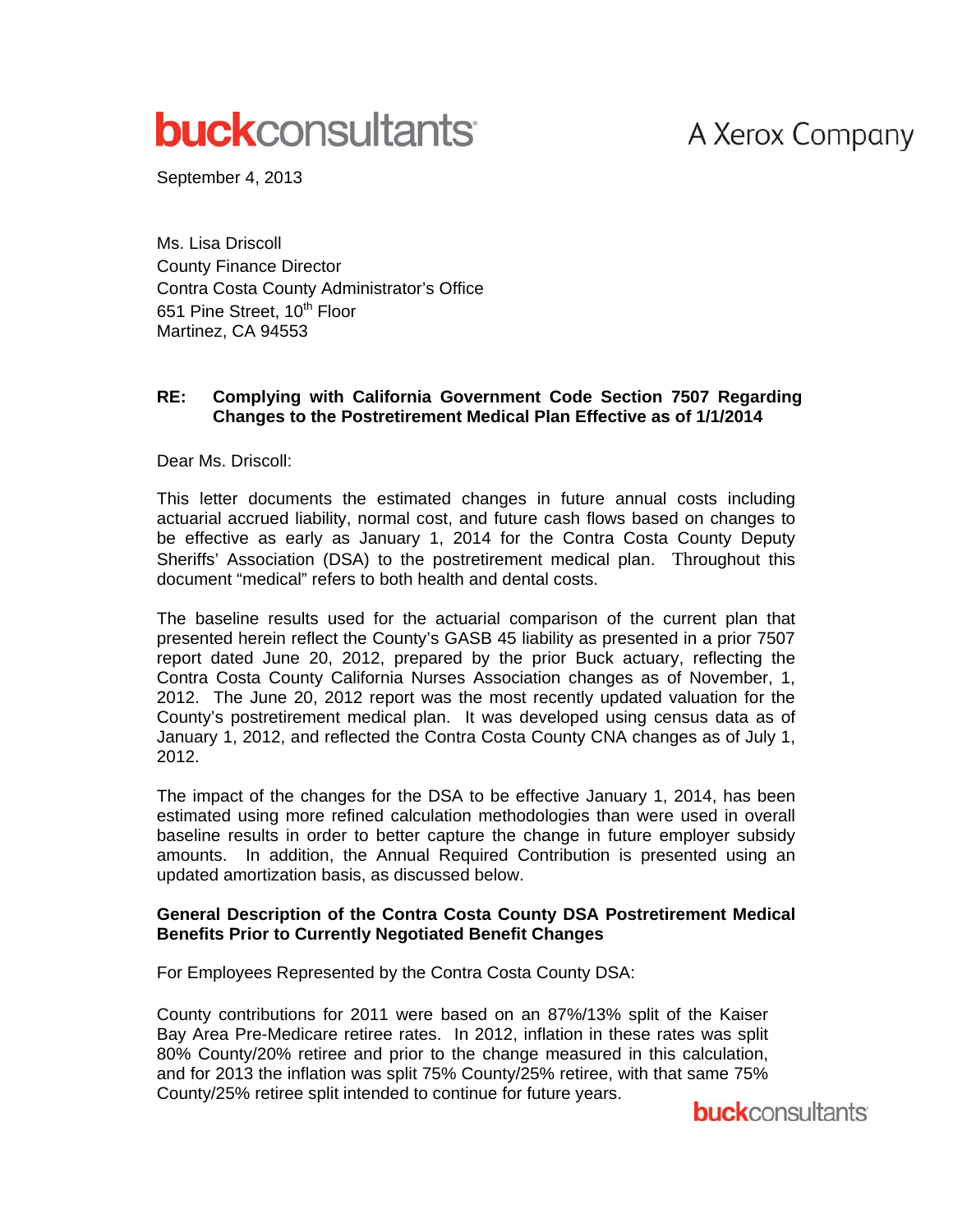buckconsultants A Xerox Company

September 4, 2013

Ms. Lisa Driscoll
County Finance Director
Contra Costa County Administrator's Office
651 Pine Street, 10th Floor
Martinez, CA 94553

**RE: Complying with California Government Code Section 7507 Regarding Changes to the Postretirement Medical Plan Effective as of 1/1/2014**

Dear Ms. Driscoll:

This letter documents the estimated changes in future annual costs including actuarial accrued liability, normal cost, and future cash flows based on changes to be effective as early as January 1, 2014 for the Contra Costa County Deputy Sheriffs' Association (DSA) to the postretirement medical plan. Throughout this document "medical" refers to both health and dental costs.

The baseline results used for the actuarial comparison of the current plan that presented herein reflect the County's GASB 45 liability as presented in a prior 7507 report dated June 20, 2012, prepared by the prior Buck actuary, reflecting the Contra Costa County California Nurses Association changes as of November, 1, 2012. The June 20, 2012 report was the most recently updated valuation for the County's postretirement medical plan. It was developed using census data as of January 1, 2012, and reflected the Contra Costa County CNA changes as of July 1, 2012.

The impact of the changes for the DSA to be effective January 1, 2014, has been estimated using more refined calculation methodologies than were used in overall baseline results in order to better capture the change in future employer subsidy amounts. In addition, the Annual Required Contribution is presented using an updated amortization basis, as discussed below.

**General Description of the Contra Costa County DSA Postretirement Medical Benefits Prior to Currently Negotiated Benefit Changes**

For Employees Represented by the Contra Costa County DSA:

County contributions for 2011 were based on an 87%/13% split of the Kaiser Bay Area Pre-Medicare retiree rates. In 2012, inflation in these rates was split 80% County/20% retiree and prior to the change measured in this calculation, and for 2013 the inflation was split 75% County/25% retiree, with that same 75% County/25% retiree split intended to continue for future years.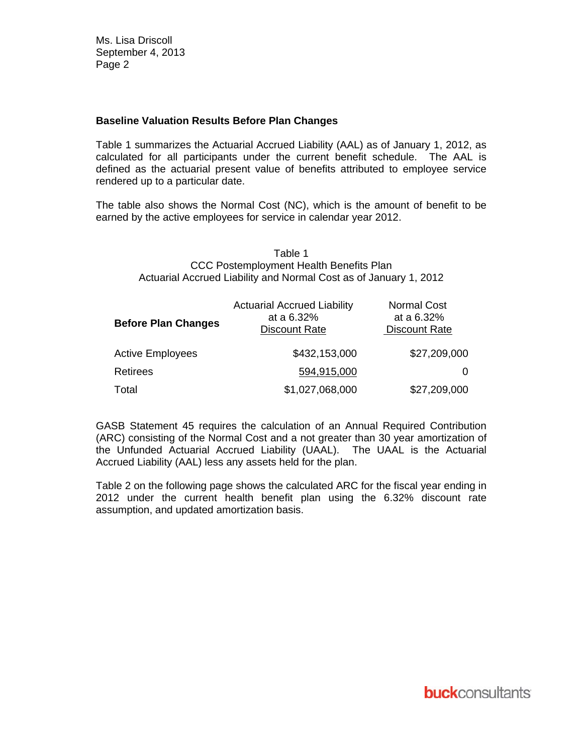## Baseline Valuation Results Before Plan Changes

Table 1 summarizes the Actuarial Accrued Liability (AAL) as of January 1, 2012, as calculated for all participants under the current benefit schedule. The AAL is defined as the actuarial present value of benefits attributed to employee service rendered up to a particular date.

The table also shows the Normal Cost (NC), which is the amount of benefit to be earned by the active employees for service in calendar year 2012.

Table 1
CCC Postemployment Health Benefits Plan
Actuarial Accrued Liability and Normal Cost as of January 1, 2012

| **Before Plan Changes** | Actuarial Accrued Liability at a 6.32% Discount Rate | Normal Cost at a 6.32% Discount Rate |
|---|---|---|
| Active Employees | $432,153,000 | $27,209,000 |
| Retirees | 594,915,000 | 0 |
| Total | $1,027,068,000 | $27,209,000 |

GASB Statement 45 requires the calculation of an Annual Required Contribution (ARC) consisting of the Normal Cost and a not greater than 30 year amortization of the Unfunded Actuarial Accrued Liability (UAAL). The UAAL is the Actuarial Accrued Liability (AAL) less any assets held for the plan.

Table 2 on the following page shows the calculated ARC for the fiscal year ending in 2012 under the current health benefit plan using the 6.32% discount rate assumption, and updated amortization basis.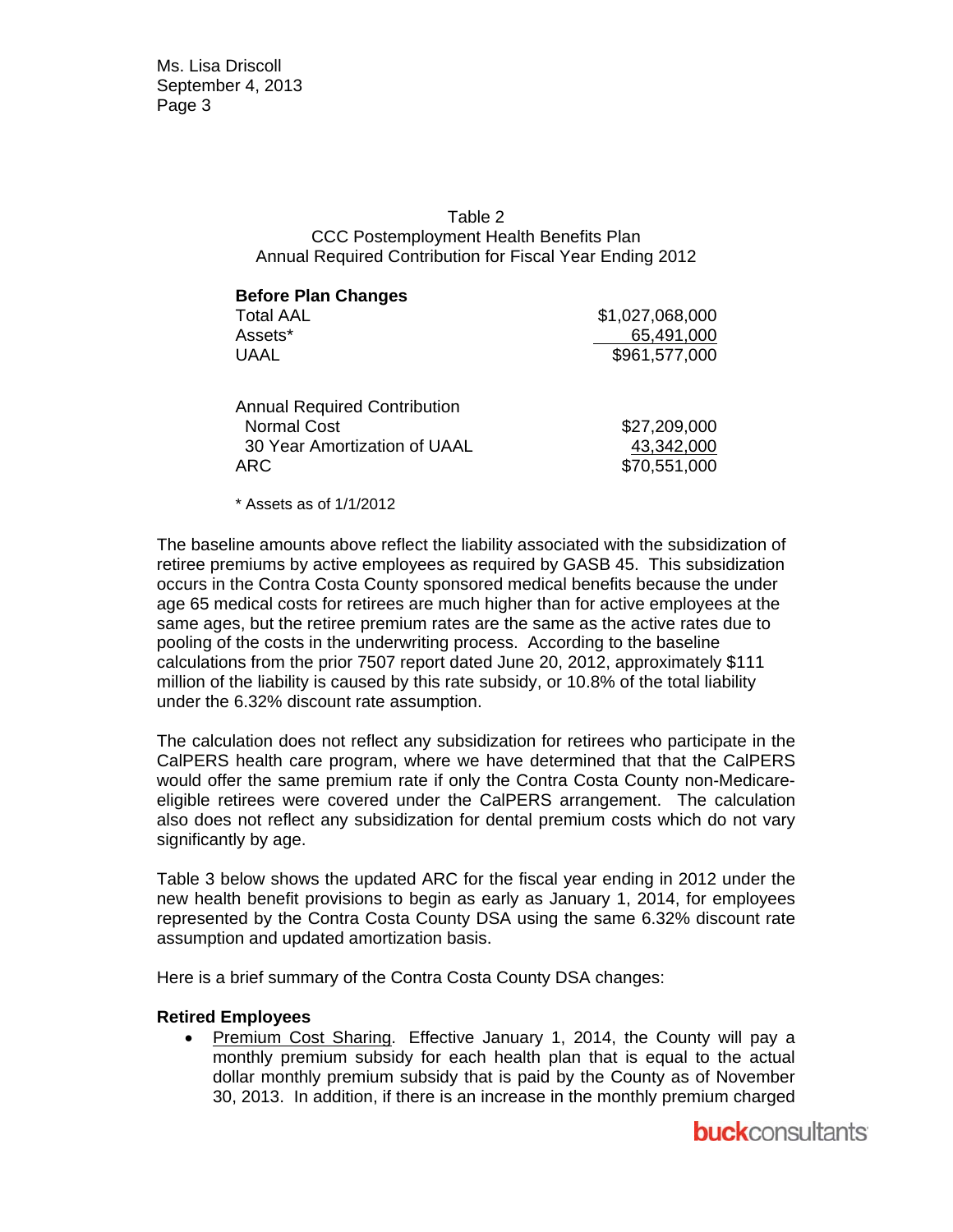Table 2
CCC Postemployment Health Benefits Plan
Annual Required Contribution for Fiscal Year Ending 2012

| **Before Plan Changes** | |
|---|---|
| Total AAL | $1,027,068,000 |
| Assets* | 65,491,000 |
| UAAL | $961,577,000 |
| | |
| Annual Required Contribution | |
| Normal Cost | $27,209,000 |
| 30 Year Amortization of UAAL | 43,342,000 |
| ARC | $70,551,000 |

\* Assets as of 1/1/2012

The baseline amounts above reflect the liability associated with the subsidization of retiree premiums by active employees as required by GASB 45. This subsidization occurs in the Contra Costa County sponsored medical benefits because the under age 65 medical costs for retirees are much higher than for active employees at the same ages, but the retiree premium rates are the same as the active rates due to pooling of the costs in the underwriting process. According to the baseline calculations from the prior 7507 report dated June 20, 2012, approximately $111 million of the liability is caused by this rate subsidy, or 10.8% of the total liability under the 6.32% discount rate assumption.

The calculation does not reflect any subsidization for retirees who participate in the CalPERS health care program, where we have determined that that the CalPERS would offer the same premium rate if only the Contra Costa County non-Medicare-eligible retirees were covered under the CalPERS arrangement. The calculation also does not reflect any subsidization for dental premium costs which do not vary significantly by age.

Table 3 below shows the updated ARC for the fiscal year ending in 2012 under the new health benefit provisions to begin as early as January 1, 2014, for employees represented by the Contra Costa County DSA using the same 6.32% discount rate assumption and updated amortization basis.

Here is a brief summary of the Contra Costa County DSA changes:

**Retired Employees**

- Premium Cost Sharing. Effective January 1, 2014, the County will pay a monthly premium subsidy for each health plan that is equal to the actual dollar monthly premium subsidy that is paid by the County as of November 30, 2013. In addition, if there is an increase in the monthly premium charged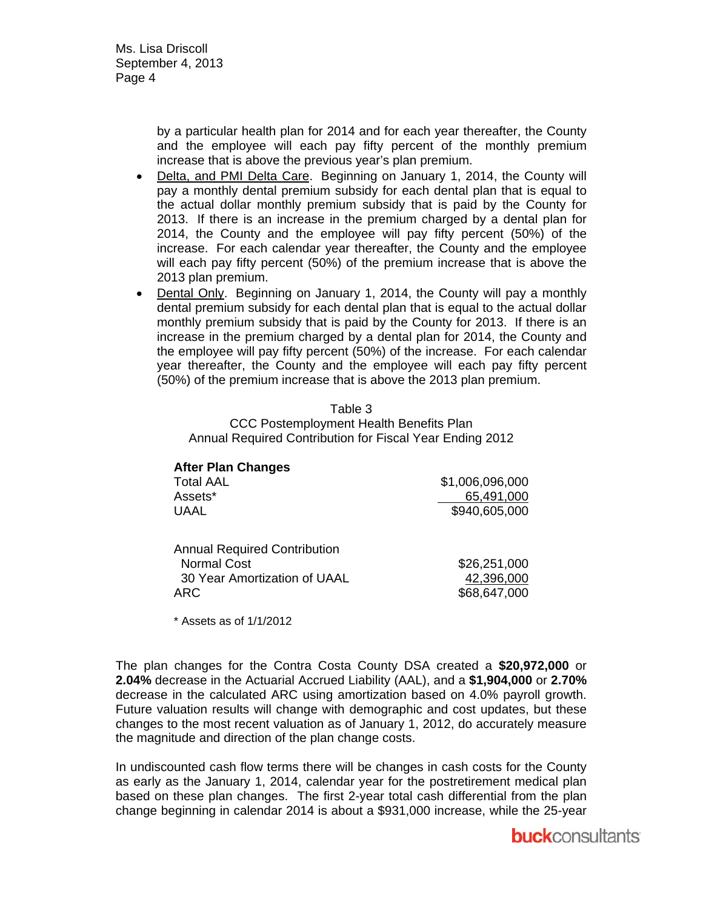by a particular health plan for 2014 and for each year thereafter, the County and the employee will each pay fifty percent of the monthly premium increase that is above the previous year's plan premium.

- Delta, and PMI Delta Care. Beginning on January 1, 2014, the County will pay a monthly dental premium subsidy for each dental plan that is equal to the actual dollar monthly premium subsidy that is paid by the County for 2013. If there is an increase in the premium charged by a dental plan for 2014, the County and the employee will pay fifty percent (50%) of the increase. For each calendar year thereafter, the County and the employee will each pay fifty percent (50%) of the premium increase that is above the 2013 plan premium.
- Dental Only. Beginning on January 1, 2014, the County will pay a monthly dental premium subsidy for each dental plan that is equal to the actual dollar monthly premium subsidy that is paid by the County for 2013. If there is an increase in the premium charged by a dental plan for 2014, the County and the employee will pay fifty percent (50%) of the increase. For each calendar year thereafter, the County and the employee will each pay fifty percent (50%) of the premium increase that is above the 2013 plan premium.

Table 3
CCC Postemployment Health Benefits Plan
Annual Required Contribution for Fiscal Year Ending 2012

| **After Plan Changes** | |
|---|---|
| Total AAL | $1,006,096,000 |
| Assets* | 65,491,000 |
| UAAL | $940,605,000 |
| | |
| Annual Required Contribution | |
| Normal Cost | $26,251,000 |
| 30 Year Amortization of UAAL | 42,396,000 |
| ARC | $68,647,000 |

* Assets as of 1/1/2012

The plan changes for the Contra Costa County DSA created a **$20,972,000** or **2.04%** decrease in the Actuarial Accrued Liability (AAL), and a **$1,904,000** or **2.70%** decrease in the calculated ARC using amortization based on 4.0% payroll growth. Future valuation results will change with demographic and cost updates, but these changes to the most recent valuation as of January 1, 2012, do accurately measure the magnitude and direction of the plan change costs.

In undiscounted cash flow terms there will be changes in cash costs for the County as early as the January 1, 2014, calendar year for the postretirement medical plan based on these plan changes. The first 2-year total cash differential from the plan change beginning in calendar 2014 is about a $931,000 increase, while the 25-year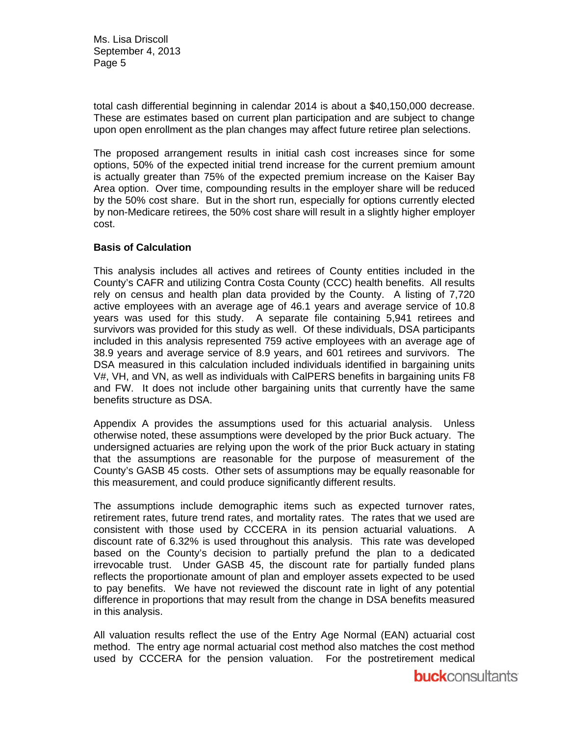total cash differential beginning in calendar 2014 is about a $40,150,000 decrease. These are estimates based on current plan participation and are subject to change upon open enrollment as the plan changes may affect future retiree plan selections.

The proposed arrangement results in initial cash cost increases since for some options, 50% of the expected initial trend increase for the current premium amount is actually greater than 75% of the expected premium increase on the Kaiser Bay Area option. Over time, compounding results in the employer share will be reduced by the 50% cost share. But in the short run, especially for options currently elected by non-Medicare retirees, the 50% cost share will result in a slightly higher employer cost.

**Basis of Calculation**

This analysis includes all actives and retirees of County entities included in the County's CAFR and utilizing Contra Costa County (CCC) health benefits. All results rely on census and health plan data provided by the County. A listing of 7,720 active employees with an average age of 46.1 years and average service of 10.8 years was used for this study. A separate file containing 5,941 retirees and survivors was provided for this study as well. Of these individuals, DSA participants included in this analysis represented 759 active employees with an average age of 38.9 years and average service of 8.9 years, and 601 retirees and survivors. The DSA measured in this calculation included individuals identified in bargaining units V#, VH, and VN, as well as individuals with CalPERS benefits in bargaining units F8 and FW. It does not include other bargaining units that currently have the same benefits structure as DSA.

Appendix A provides the assumptions used for this actuarial analysis. Unless otherwise noted, these assumptions were developed by the prior Buck actuary. The undersigned actuaries are relying upon the work of the prior Buck actuary in stating that the assumptions are reasonable for the purpose of measurement of the County's GASB 45 costs. Other sets of assumptions may be equally reasonable for this measurement, and could produce significantly different results.

The assumptions include demographic items such as expected turnover rates, retirement rates, future trend rates, and mortality rates. The rates that we used are consistent with those used by CCCERA in its pension actuarial valuations. A discount rate of 6.32% is used throughout this analysis. This rate was developed based on the County's decision to partially prefund the plan to a dedicated irrevocable trust. Under GASB 45, the discount rate for partially funded plans reflects the proportionate amount of plan and employer assets expected to be used to pay benefits. We have not reviewed the discount rate in light of any potential difference in proportions that may result from the change in DSA benefits measured in this analysis.

All valuation results reflect the use of the Entry Age Normal (EAN) actuarial cost method. The entry age normal actuarial cost method also matches the cost method used by CCCERA for the pension valuation. For the postretirement medical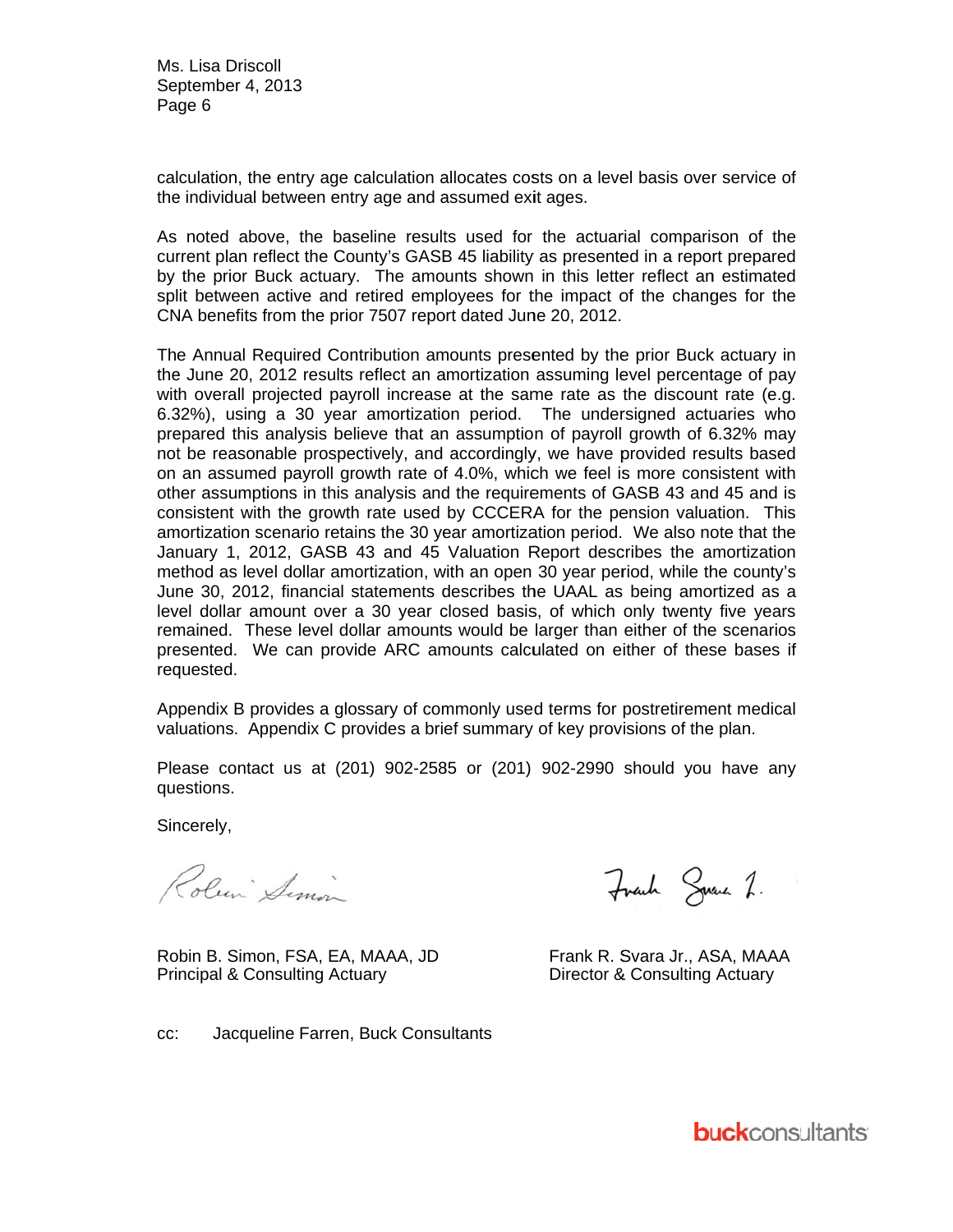calculation, the entry age calculation allocates costs on a level basis over service of the individual between entry age and assumed exit ages.

As noted above, the baseline results used for the actuarial comparison of the current plan reflect the County's GASB 45 liability as presented in a report prepared by the prior Buck actuary. The amounts shown in this letter reflect an estimated split between active and retired employees for the impact of the changes for the CNA benefits from the prior 7507 report dated June 20, 2012.

The Annual Required Contribution amounts presented by the prior Buck actuary in the June 20, 2012 results reflect an amortization assuming level percentage of pay with overall projected payroll increase at the same rate as the discount rate (e.g. 6.32%), using a 30 year amortization period. The undersigned actuaries who prepared this analysis believe that an assumption of payroll growth of 6.32% may not be reasonable prospectively, and accordingly, we have provided results based on an assumed payroll growth rate of 4.0%, which we feel is more consistent with other assumptions in this analysis and the requirements of GASB 43 and 45 and is consistent with the growth rate used by CCCERA for the pension valuation. This amortization scenario retains the 30 year amortization period. We also note that the January 1, 2012, GASB 43 and 45 Valuation Report describes the amortization method as level dollar amortization, with an open 30 year period, while the county's June 30, 2012, financial statements describes the UAAL as being amortized as a level dollar amount over a 30 year closed basis, of which only twenty five years remained. These level dollar amounts would be larger than either of the scenarios presented. We can provide ARC amounts calculated on either of these bases if requested.

Appendix B provides a glossary of commonly used terms for postretirement medical valuations. Appendix C provides a brief summary of key provisions of the plan.

Please contact us at (201) 902-2585 or (201) 902-2990 should you have any questions.

Sincerely,

Robin B. Simon, FSA, EA, MAAA, JD
Principal & Consulting Actuary

Frank R. Svara Jr., ASA, MAAA
Director & Consulting Actuary

cc: Jacqueline Farren, Buck Consultants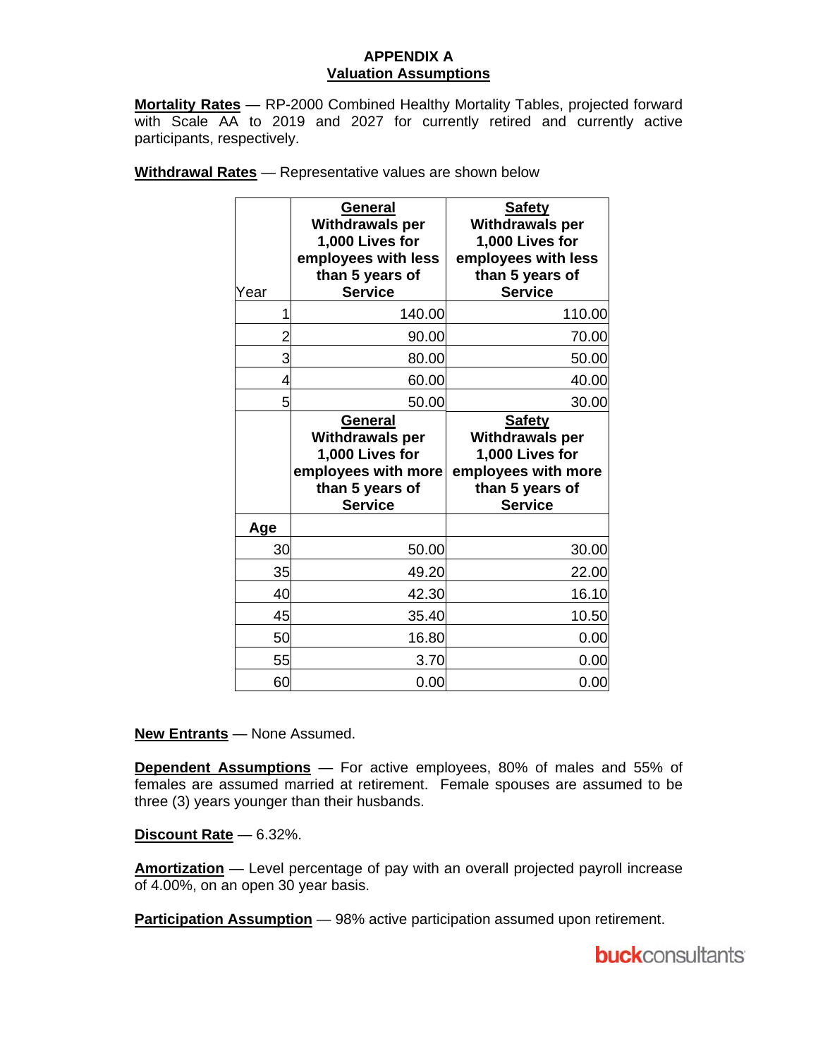# APPENDIX A

## Valuation Assumptions

**Mortality Rates** — RP-2000 Combined Healthy Mortality Tables, projected forward with Scale AA to 2019 and 2027 for currently retired and currently active participants, respectively.

**Withdrawal Rates** — Representative values are shown below

| Year | General Withdrawals per 1,000 Lives for employees with less than 5 years of Service | Safety Withdrawals per 1,000 Lives for employees with less than 5 years of Service |
|---|---|---|
| 1 | 140.00 | 110.00 |
| 2 | 90.00 | 70.00 |
| 3 | 80.00 | 50.00 |
| 4 | 60.00 | 40.00 |
| 5 | 50.00 | 30.00 |
| | **General Withdrawals per 1,000 Lives for employees with more than 5 years of Service** | **Safety Withdrawals per 1,000 Lives for employees with more than 5 years of Service** |
| **Age** | | |
| 30 | 50.00 | 30.00 |
| 35 | 49.20 | 22.00 |
| 40 | 42.30 | 16.10 |
| 45 | 35.40 | 10.50 |
| 50 | 16.80 | 0.00 |
| 55 | 3.70 | 0.00 |
| 60 | 0.00 | 0.00 |

**New Entrants** — None Assumed.

**Dependent Assumptions** — For active employees, 80% of males and 55% of females are assumed married at retirement. Female spouses are assumed to be three (3) years younger than their husbands.

**Discount Rate** — 6.32%.

**Amortization** — Level percentage of pay with an overall projected payroll increase of 4.00%, on an open 30 year basis.

**Participation Assumption** — 98% active participation assumed upon retirement.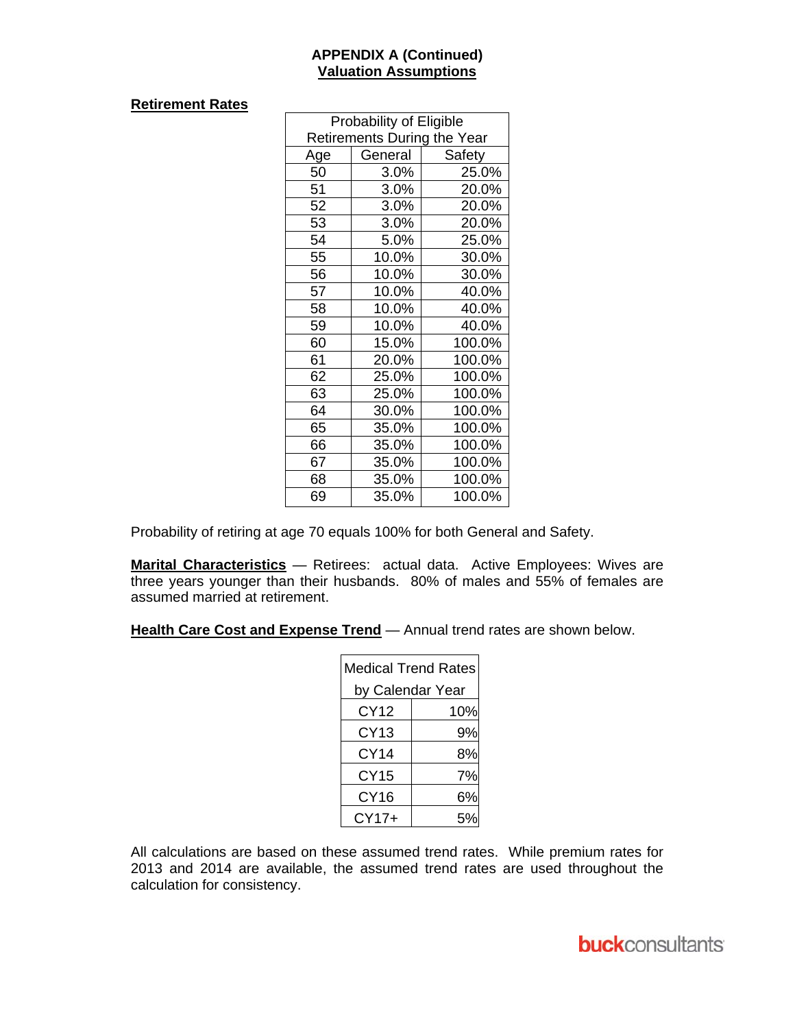**APPENDIX A (Continued)**
**Valuation Assumptions**

**Retirement Rates**

| Probability of Eligible Retirements During the Year | | |
|---|---|---|
| Age | General | Safety |
| 50 | 3.0% | 25.0% |
| 51 | 3.0% | 20.0% |
| 52 | 3.0% | 20.0% |
| 53 | 3.0% | 20.0% |
| 54 | 5.0% | 25.0% |
| 55 | 10.0% | 30.0% |
| 56 | 10.0% | 30.0% |
| 57 | 10.0% | 40.0% |
| 58 | 10.0% | 40.0% |
| 59 | 10.0% | 40.0% |
| 60 | 15.0% | 100.0% |
| 61 | 20.0% | 100.0% |
| 62 | 25.0% | 100.0% |
| 63 | 25.0% | 100.0% |
| 64 | 30.0% | 100.0% |
| 65 | 35.0% | 100.0% |
| 66 | 35.0% | 100.0% |
| 67 | 35.0% | 100.0% |
| 68 | 35.0% | 100.0% |
| 69 | 35.0% | 100.0% |

Probability of retiring at age 70 equals 100% for both General and Safety.

**Marital Characteristics** — Retirees: actual data. Active Employees: Wives are three years younger than their husbands. 80% of males and 55% of females are assumed married at retirement.

**Health Care Cost and Expense Trend** — Annual trend rates are shown below.

| Medical Trend Rates by Calendar Year | |
|---|---|
| CY12 | 10% |
| CY13 | 9% |
| CY14 | 8% |
| CY15 | 7% |
| CY16 | 6% |
| CY17+ | 5% |

All calculations are based on these assumed trend rates. While premium rates for 2013 and 2014 are available, the assumed trend rates are used throughout the calculation for consistency.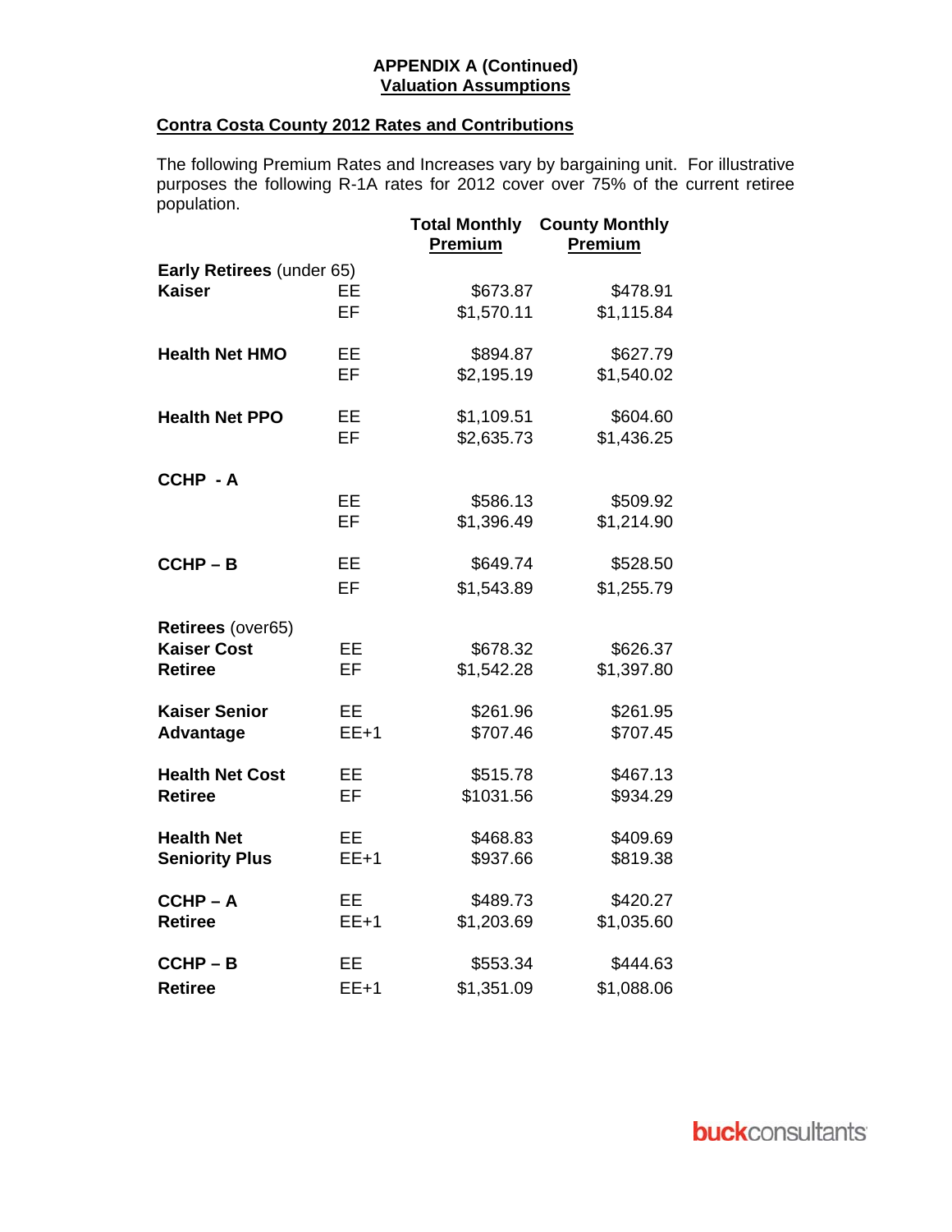**APPENDIX A (Continued)**
**Valuation Assumptions**

## Contra Costa County 2012 Rates and Contributions

The following Premium Rates and Increases vary by bargaining unit. For illustrative purposes the following R-1A rates for 2012 cover over 75% of the current retiree population.

| | | Total Monthly Premium | County Monthly Premium |
|---|---|---|---|
| **Early Retirees** (under 65) | | | |
| **Kaiser** | EE | $673.87 | $478.91 |
| | EF | $1,570.11 | $1,115.84 |
| **Health Net HMO** | EE | $894.87 | $627.79 |
| | EF | $2,195.19 | $1,540.02 |
| **Health Net PPO** | EE | $1,109.51 | $604.60 |
| | EF | $2,635.73 | $1,436.25 |
| **CCHP - A** | | | |
| | EE | $586.13 | $509.92 |
| | EF | $1,396.49 | $1,214.90 |
| **CCHP – B** | EE | $649.74 | $528.50 |
| | EF | $1,543.89 | $1,255.79 |
| **Retirees** (over65) | | | |
| **Kaiser Cost Retiree** | EE | $678.32 | $626.37 |
| | EF | $1,542.28 | $1,397.80 |
| **Kaiser Senior Advantage** | EE | $261.96 | $261.95 |
| | EE+1 | $707.46 | $707.45 |
| **Health Net Cost Retiree** | EE | $515.78 | $467.13 |
| | EF | $1031.56 | $934.29 |
| **Health Net Seniority Plus** | EE | $468.83 | $409.69 |
| | EE+1 | $937.66 | $819.38 |
| **CCHP – A Retiree** | EE | $489.73 | $420.27 |
| | EE+1 | $1,203.69 | $1,035.60 |
| **CCHP – B Retiree** | EE | $553.34 | $444.63 |
| | EE+1 | $1,351.09 | $1,088.06 |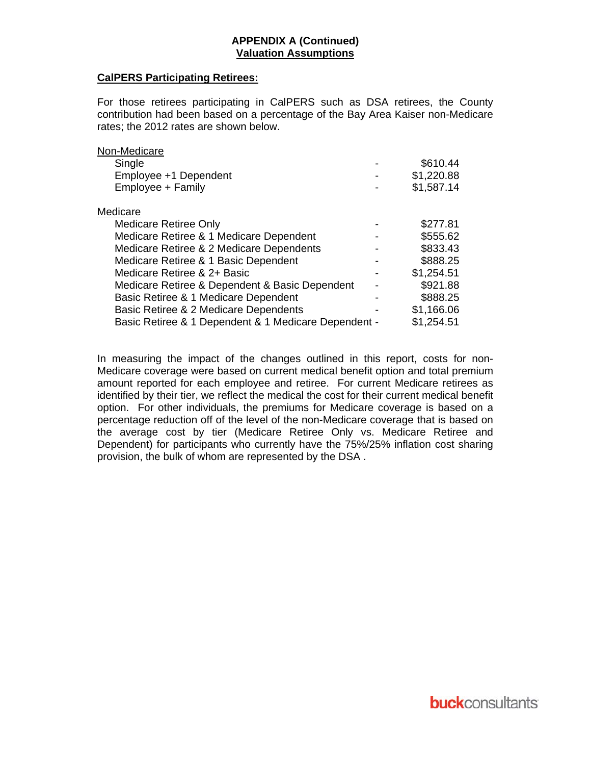**APPENDIX A (Continued)**
**Valuation Assumptions**

**CalPERS Participating Retirees:**

For those retirees participating in CalPERS such as DSA retirees, the County contribution had been based on a percentage of the Bay Area Kaiser non-Medicare rates; the 2012 rates are shown below.

| Non-Medicare | | |
|---|---|---|
| Single | - | $610.44 |
| Employee +1 Dependent | - | $1,220.88 |
| Employee + Family | - | $1,587.14 |

| Medicare | | |
|---|---|---|
| Medicare Retiree Only | - | $277.81 |
| Medicare Retiree & 1 Medicare Dependent | - | $555.62 |
| Medicare Retiree & 2 Medicare Dependents | - | $833.43 |
| Medicare Retiree & 1 Basic Dependent | - | $888.25 |
| Medicare Retiree & 2+ Basic | - | $1,254.51 |
| Medicare Retiree & Dependent & Basic Dependent | - | $921.88 |
| Basic Retiree & 1 Medicare Dependent | - | $888.25 |
| Basic Retiree & 2 Medicare Dependents | - | $1,166.06 |
| Basic Retiree & 1 Dependent & 1 Medicare Dependent | - | $1,254.51 |

In measuring the impact of the changes outlined in this report, costs for non-Medicare coverage were based on current medical benefit option and total premium amount reported for each employee and retiree. For current Medicare retirees as identified by their tier, we reflect the medical the cost for their current medical benefit option. For other individuals, the premiums for Medicare coverage is based on a percentage reduction off of the level of the non-Medicare coverage that is based on the average cost by tier (Medicare Retiree Only vs. Medicare Retiree and Dependent) for participants who currently have the 75%/25% inflation cost sharing provision, the bulk of whom are represented by the DSA .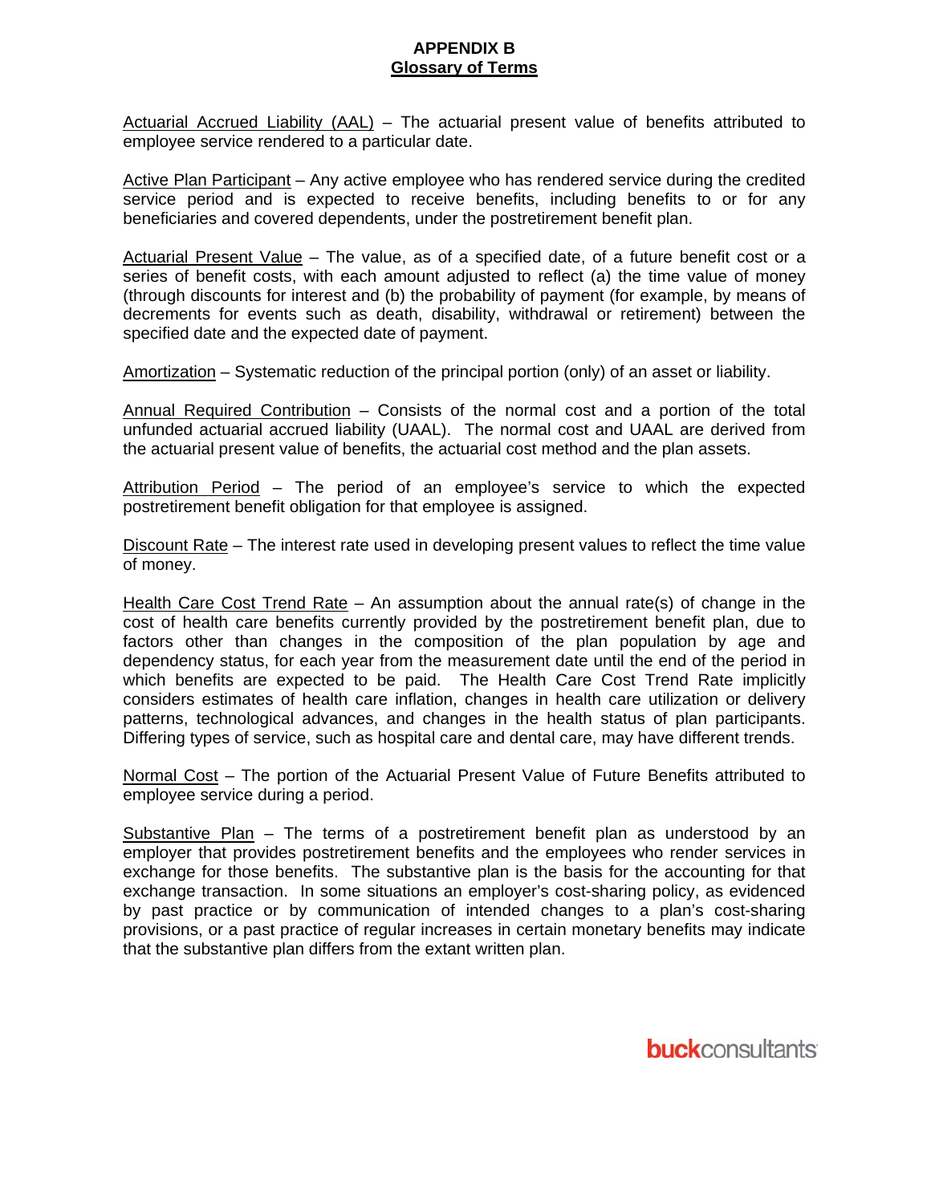# APPENDIX B
## Glossary of Terms

Actuarial Accrued Liability (AAL) – The actuarial present value of benefits attributed to employee service rendered to a particular date.

Active Plan Participant – Any active employee who has rendered service during the credited service period and is expected to receive benefits, including benefits to or for any beneficiaries and covered dependents, under the postretirement benefit plan.

Actuarial Present Value – The value, as of a specified date, of a future benefit cost or a series of benefit costs, with each amount adjusted to reflect (a) the time value of money (through discounts for interest and (b) the probability of payment (for example, by means of decrements for events such as death, disability, withdrawal or retirement) between the specified date and the expected date of payment.

Amortization – Systematic reduction of the principal portion (only) of an asset or liability.

Annual Required Contribution – Consists of the normal cost and a portion of the total unfunded actuarial accrued liability (UAAL). The normal cost and UAAL are derived from the actuarial present value of benefits, the actuarial cost method and the plan assets.

Attribution Period – The period of an employee's service to which the expected postretirement benefit obligation for that employee is assigned.

Discount Rate – The interest rate used in developing present values to reflect the time value of money.

Health Care Cost Trend Rate – An assumption about the annual rate(s) of change in the cost of health care benefits currently provided by the postretirement benefit plan, due to factors other than changes in the composition of the plan population by age and dependency status, for each year from the measurement date until the end of the period in which benefits are expected to be paid. The Health Care Cost Trend Rate implicitly considers estimates of health care inflation, changes in health care utilization or delivery patterns, technological advances, and changes in the health status of plan participants. Differing types of service, such as hospital care and dental care, may have different trends.

Normal Cost – The portion of the Actuarial Present Value of Future Benefits attributed to employee service during a period.

Substantive Plan – The terms of a postretirement benefit plan as understood by an employer that provides postretirement benefits and the employees who render services in exchange for those benefits. The substantive plan is the basis for the accounting for that exchange transaction. In some situations an employer's cost-sharing policy, as evidenced by past practice or by communication of intended changes to a plan's cost-sharing provisions, or a past practice of regular increases in certain monetary benefits may indicate that the substantive plan differs from the extant written plan.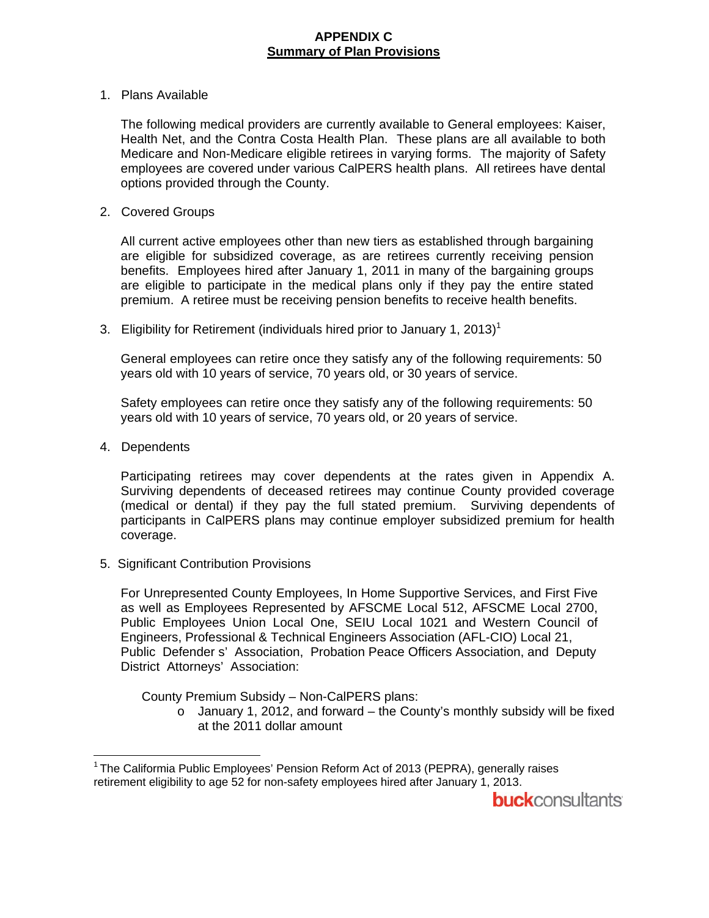# APPENDIX C
## Summary of Plan Provisions

1. Plans Available

   The following medical providers are currently available to General employees: Kaiser, Health Net, and the Contra Costa Health Plan. These plans are all available to both Medicare and Non-Medicare eligible retirees in varying forms. The majority of Safety employees are covered under various CalPERS health plans. All retirees have dental options provided through the County.

2. Covered Groups

   All current active employees other than new tiers as established through bargaining are eligible for subsidized coverage, as are retirees currently receiving pension benefits. Employees hired after January 1, 2011 in many of the bargaining groups are eligible to participate in the medical plans only if they pay the entire stated premium. A retiree must be receiving pension benefits to receive health benefits.

3. Eligibility for Retirement (individuals hired prior to January 1, 2013)[1]

   General employees can retire once they satisfy any of the following requirements: 50 years old with 10 years of service, 70 years old, or 30 years of service.

   Safety employees can retire once they satisfy any of the following requirements: 50 years old with 10 years of service, 70 years old, or 20 years of service.

4. Dependents

   Participating retirees may cover dependents at the rates given in Appendix A. Surviving dependents of deceased retirees may continue County provided coverage (medical or dental) if they pay the full stated premium. Surviving dependents of participants in CalPERS plans may continue employer subsidized premium for health coverage.

5. Significant Contribution Provisions

   For Unrepresented County Employees, In Home Supportive Services, and First Five as well as Employees Represented by AFSCME Local 512, AFSCME Local 2700, Public Employees Union Local One, SEIU Local 1021 and Western Council of Engineers, Professional & Technical Engineers Association (AFL-CIO) Local 21, Public Defender s' Association, Probation Peace Officers Association, and Deputy District Attorneys' Association:

   County Premium Subsidy – Non-CalPERS plans:
   - January 1, 2012, and forward – the County's monthly subsidy will be fixed at the 2011 dollar amount

[1] The California Public Employees' Pension Reform Act of 2013 (PEPRA), generally raises retirement eligibility to age 52 for non-safety employees hired after January 1, 2013.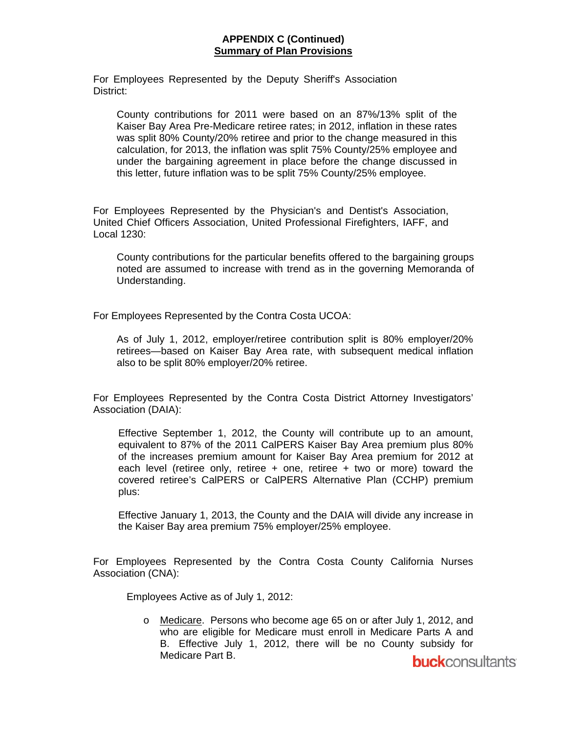**APPENDIX C (Continued)**
**Summary of Plan Provisions**

For Employees Represented by the Deputy Sheriff's Association District:

County contributions for 2011 were based on an 87%/13% split of the Kaiser Bay Area Pre-Medicare retiree rates; in 2012, inflation in these rates was split 80% County/20% retiree and prior to the change measured in this calculation, for 2013, the inflation was split 75% County/25% employee and under the bargaining agreement in place before the change discussed in this letter, future inflation was to be split 75% County/25% employee.

For Employees Represented by the Physician's and Dentist's Association, United Chief Officers Association, United Professional Firefighters, IAFF, and Local 1230:

County contributions for the particular benefits offered to the bargaining groups noted are assumed to increase with trend as in the governing Memoranda of Understanding.

For Employees Represented by the Contra Costa UCOA:

As of July 1, 2012, employer/retiree contribution split is 80% employer/20% retirees—based on Kaiser Bay Area rate, with subsequent medical inflation also to be split 80% employer/20% retiree.

For Employees Represented by the Contra Costa District Attorney Investigators' Association (DAIA):

Effective September 1, 2012, the County will contribute up to an amount, equivalent to 87% of the 2011 CalPERS Kaiser Bay Area premium plus 80% of the increases premium amount for Kaiser Bay Area premium for 2012 at each level (retiree only, retiree + one, retiree + two or more) toward the covered retiree's CalPERS or CalPERS Alternative Plan (CCHP) premium plus:

Effective January 1, 2013, the County and the DAIA will divide any increase in the Kaiser Bay area premium 75% employer/25% employee.

For Employees Represented by the Contra Costa County California Nurses Association (CNA):

Employees Active as of July 1, 2012:

- Medicare. Persons who become age 65 on or after July 1, 2012, and who are eligible for Medicare must enroll in Medicare Parts A and B. Effective July 1, 2012, there will be no County subsidy for Medicare Part B.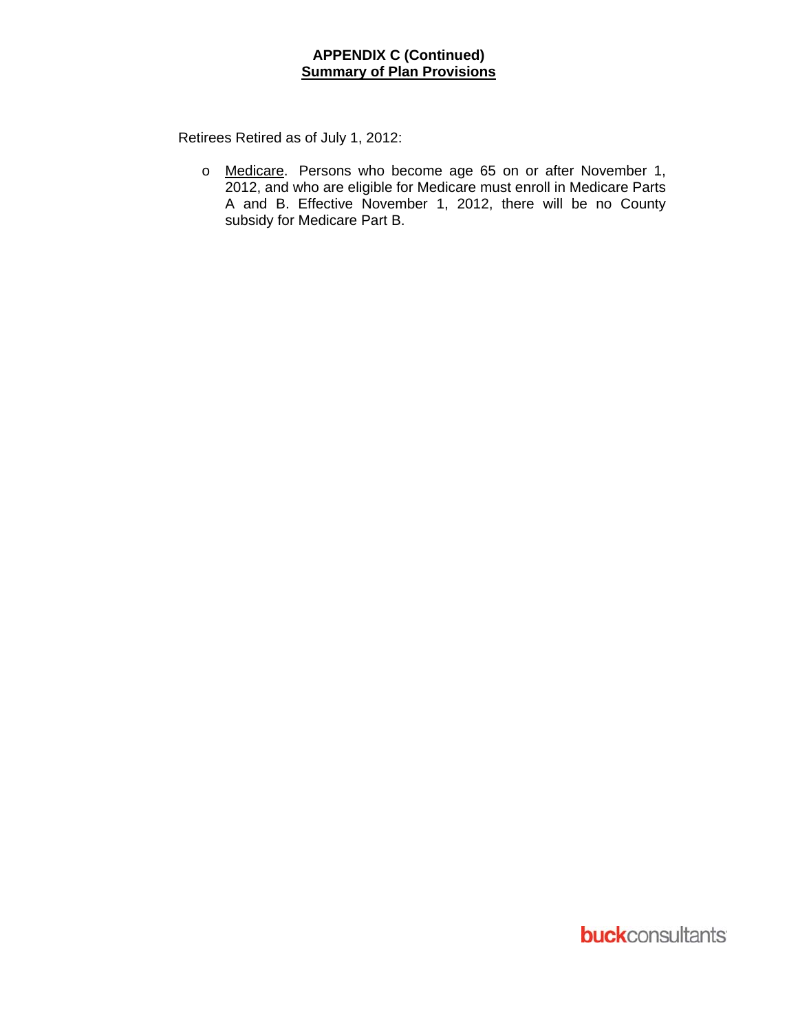**APPENDIX C (Continued)**
**Summary of Plan Provisions**

Retirees Retired as of July 1, 2012:

- Medicare. Persons who become age 65 on or after November 1, 2012, and who are eligible for Medicare must enroll in Medicare Parts A and B. Effective November 1, 2012, there will be no County subsidy for Medicare Part B.